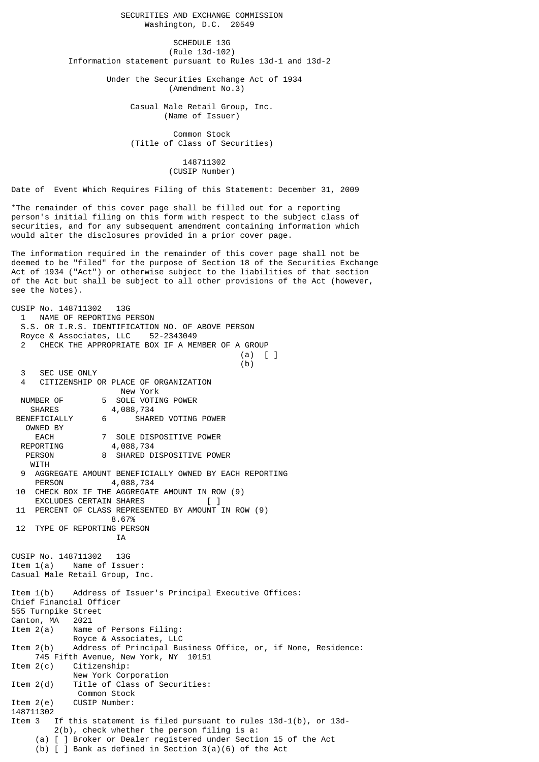SECURITIES AND EXCHANGE COMMISSION
Washington, D.C. 20549

SCHEDULE 13G
(Rule 13d-102)
Information statement pursuant to Rules 13d-1 and 13d-2

Under the Securities Exchange Act of 1934
(Amendment No.3)

Casual Male Retail Group, Inc.
(Name of Issuer)

Common Stock
(Title of Class of Securities)

148711302
(CUSIP Number)

Date of Event Which Requires Filing of this Statement: December 31, 2009

*The remainder of this cover page shall be filled out for a reporting person's initial filing on this form with respect to the subject class of securities, and for any subsequent amendment containing information which would alter the disclosures provided in a prior cover page.

The information required in the remainder of this cover page shall not be deemed to be "filed" for the purpose of Section 18 of the Securities Exchange Act of 1934 ("Act") or otherwise subject to the liabilities of that section of the Act but shall be subject to all other provisions of the Act (however, see the Notes).

CUSIP No. 148711302 13G

1 NAME OF REPORTING PERSON
S.S. OR I.R.S. IDENTIFICATION NO. OF ABOVE PERSON
Royce & Associates, LLC 52-2343049

2 CHECK THE APPROPRIATE BOX IF A MEMBER OF A GROUP
(a) [ ]
(b)

3 SEC USE ONLY

4 CITIZENSHIP OR PLACE OF ORGANIZATION
New York

NUMBER OF SHARES BENEFICIALLY OWNED BY EACH REPORTING PERSON WITH

5 SOLE VOTING POWER
4,088,734

6 SHARED VOTING POWER

7 SOLE DISPOSITIVE POWER
4,088,734

8 SHARED DISPOSITIVE POWER

9 AGGREGATE AMOUNT BENEFICIALLY OWNED BY EACH REPORTING PERSON 4,088,734

10 CHECK BOX IF THE AGGREGATE AMOUNT IN ROW (9) EXCLUDES CERTAIN SHARES [ ]

11 PERCENT OF CLASS REPRESENTED BY AMOUNT IN ROW (9)
8.67%

12 TYPE OF REPORTING PERSON
IA

CUSIP No. 148711302 13G

Item 1(a) Name of Issuer:
Casual Male Retail Group, Inc.

Item 1(b) Address of Issuer's Principal Executive Offices:
Chief Financial Officer
555 Turnpike Street
Canton, MA 2021

Item 2(a) Name of Persons Filing:
Royce & Associates, LLC

Item 2(b) Address of Principal Business Office, or, if None, Residence:
745 Fifth Avenue, New York, NY 10151

Item 2(c) Citizenship:
New York Corporation

Item 2(d) Title of Class of Securities:
Common Stock

Item 2(e) CUSIP Number:
148711302

Item 3 If this statement is filed pursuant to rules 13d-1(b), or 13d-2(b), check whether the person filing is a:

(a) [ ] Broker or Dealer registered under Section 15 of the Act
(b) [ ] Bank as defined in Section 3(a)(6) of the Act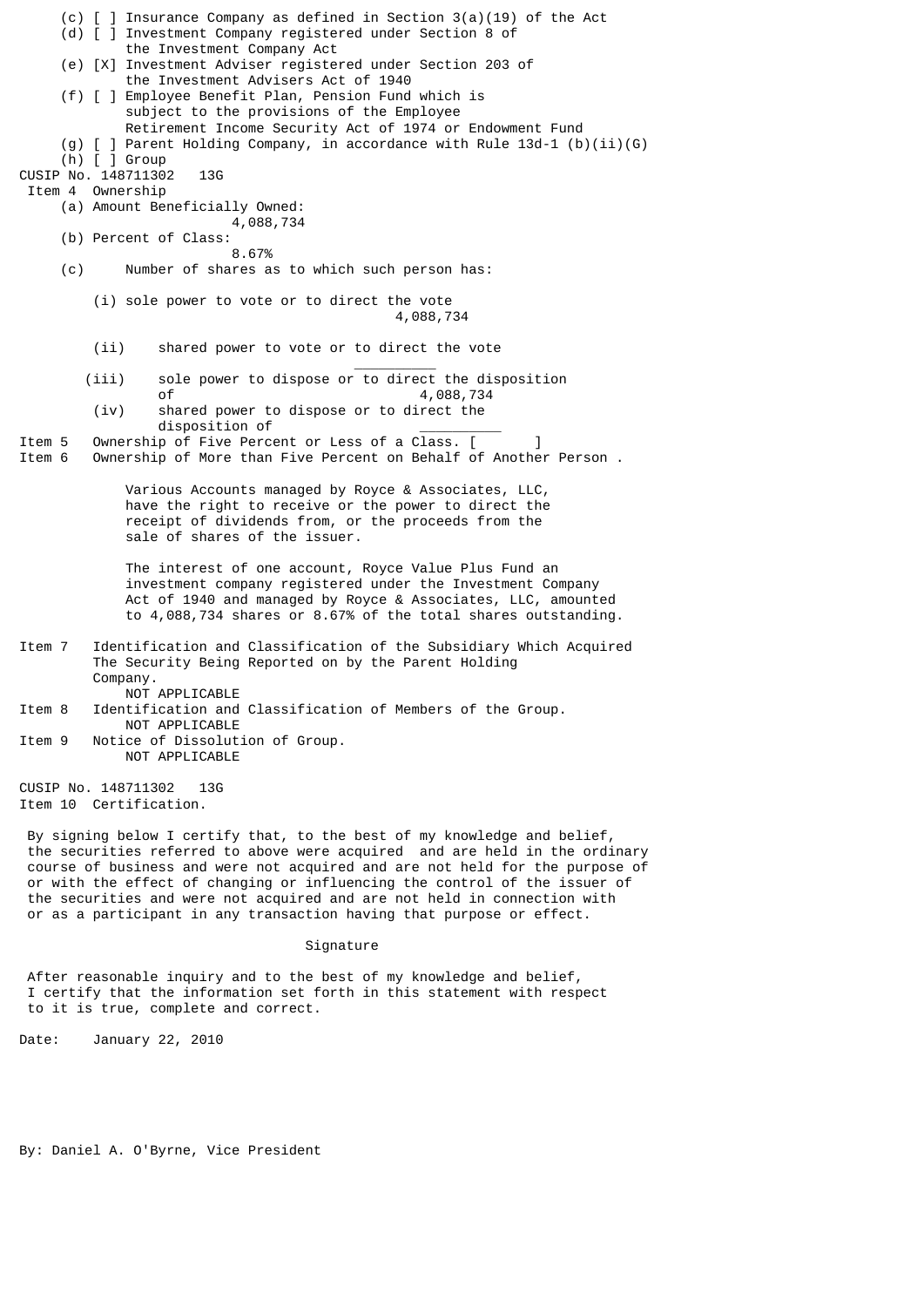(c) [ ] Insurance Company as defined in Section 3(a)(19) of the Act

(d) [ ] Investment Company registered under Section 8 of the Investment Company Act

(e) [X] Investment Adviser registered under Section 203 of the Investment Advisers Act of 1940

(f) [ ] Employee Benefit Plan, Pension Fund which is subject to the provisions of the Employee Retirement Income Security Act of 1974 or Endowment Fund

(g) [ ] Parent Holding Company, in accordance with Rule 13d-1 (b)(ii)(G)

(h) [ ] Group

CUSIP No. 148711302 13G

Item 4 Ownership

(a) Amount Beneficially Owned:
4,088,734

(b) Percent of Class:
8.67%

(c) Number of shares as to which such person has:

(i) sole power to vote or to direct the vote
4,088,734

(ii) shared power to vote or to direct the vote
__________

(iii) sole power to dispose or to direct the disposition of
4,088,734

(iv) shared power to dispose or to direct the disposition of
__________

Item 5 Ownership of Five Percent or Less of a Class. [ ]

Item 6 Ownership of More than Five Percent on Behalf of Another Person .

Various Accounts managed by Royce & Associates, LLC, have the right to receive or the power to direct the receipt of dividends from, or the proceeds from the sale of shares of the issuer.

The interest of one account, Royce Value Plus Fund an investment company registered under the Investment Company Act of 1940 and managed by Royce & Associates, LLC, amounted to 4,088,734 shares or 8.67% of the total shares outstanding.

Item 7 Identification and Classification of the Subsidiary Which Acquired The Security Being Reported on by the Parent Holding Company.
NOT APPLICABLE

Item 8 Identification and Classification of Members of the Group.
NOT APPLICABLE

Item 9 Notice of Dissolution of Group.
NOT APPLICABLE

CUSIP No. 148711302 13G

Item 10 Certification.

By signing below I certify that, to the best of my knowledge and belief, the securities referred to above were acquired and are held in the ordinary course of business and were not acquired and are not held for the purpose of or with the effect of changing or influencing the control of the issuer of the securities and were not acquired and are not held in connection with or as a participant in any transaction having that purpose or effect.

Signature

After reasonable inquiry and to the best of my knowledge and belief, I certify that the information set forth in this statement with respect to it is true, complete and correct.

Date: January 22, 2010

By: Daniel A. O'Byrne, Vice President